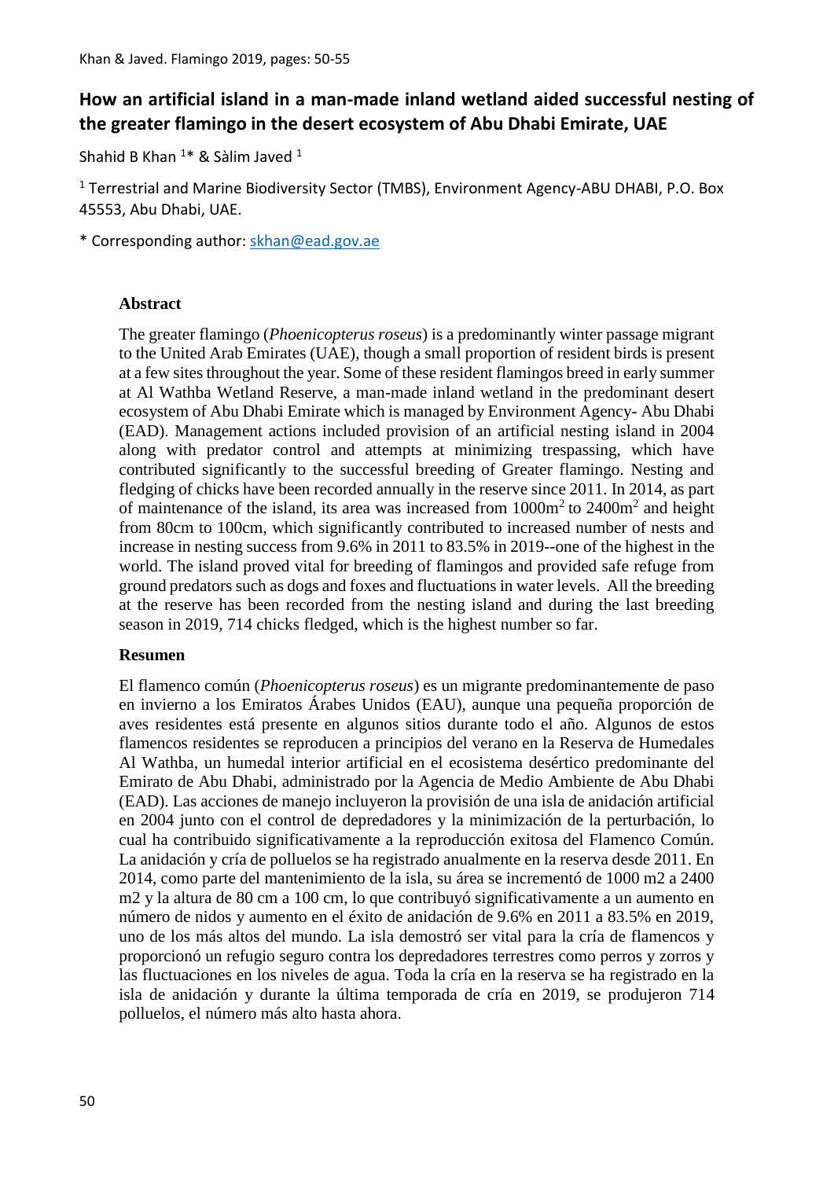# How an artificial island in a man-made inland wetland aided successful nesting of the greater flamingo in the desert ecosystem of Abu Dhabi Emirate, UAE

Shahid B Khan [1]* & Sàlim Javed [1]

[1] Terrestrial and Marine Biodiversity Sector (TMBS), Environment Agency-ABU DHABI, P.O. Box 45553, Abu Dhabi, UAE.

* Corresponding author: skhan@ead.gov.ae

## Abstract

The greater flamingo (*Phoenicopterus roseus*) is a predominantly winter passage migrant to the United Arab Emirates (UAE), though a small proportion of resident birds is present at a few sites throughout the year. Some of these resident flamingos breed in early summer at Al Wathba Wetland Reserve, a man-made inland wetland in the predominant desert ecosystem of Abu Dhabi Emirate which is managed by Environment Agency- Abu Dhabi (EAD). Management actions included provision of an artificial nesting island in 2004 along with predator control and attempts at minimizing trespassing, which have contributed significantly to the successful breeding of Greater flamingo. Nesting and fledging of chicks have been recorded annually in the reserve since 2011. In 2014, as part of maintenance of the island, its area was increased from $1000m^2$ to $2400m^2$ and height from 80cm to 100cm, which significantly contributed to increased number of nests and increase in nesting success from 9.6% in 2011 to 83.5% in 2019--one of the highest in the world. The island proved vital for breeding of flamingos and provided safe refuge from ground predators such as dogs and foxes and fluctuations in water levels. All the breeding at the reserve has been recorded from the nesting island and during the last breeding season in 2019, 714 chicks fledged, which is the highest number so far.

## Resumen

El flamenco común (*Phoenicopterus roseus*) es un migrante predominantemente de paso en invierno a los Emiratos Árabes Unidos (EAU), aunque una pequeña proporción de aves residentes está presente en algunos sitios durante todo el año. Algunos de estos flamencos residentes se reproducen a principios del verano en la Reserva de Humedales Al Wathba, un humedal interior artificial en el ecosistema desértico predominante del Emirato de Abu Dhabi, administrado por la Agencia de Medio Ambiente de Abu Dhabi (EAD). Las acciones de manejo incluyeron la provisión de una isla de anidación artificial en 2004 junto con el control de depredadores y la minimización de la perturbación, lo cual ha contribuido significativamente a la reproducción exitosa del Flamenco Común. La anidación y cría de polluelos se ha registrado anualmente en la reserva desde 2011. En 2014, como parte del mantenimiento de la isla, su área se incrementó de 1000 m2 a 2400 m2 y la altura de 80 cm a 100 cm, lo que contribuyó significativamente a un aumento en número de nidos y aumento en el éxito de anidación de 9.6% en 2011 a 83.5% en 2019, uno de los más altos del mundo. La isla demostró ser vital para la cría de flamencos y proporcionó un refugio seguro contra los depredadores terrestres como perros y zorros y las fluctuaciones en los niveles de agua. Toda la cría en la reserva se ha registrado en la isla de anidación y durante la última temporada de cría en 2019, se produjeron 714 polluelos, el número más alto hasta ahora.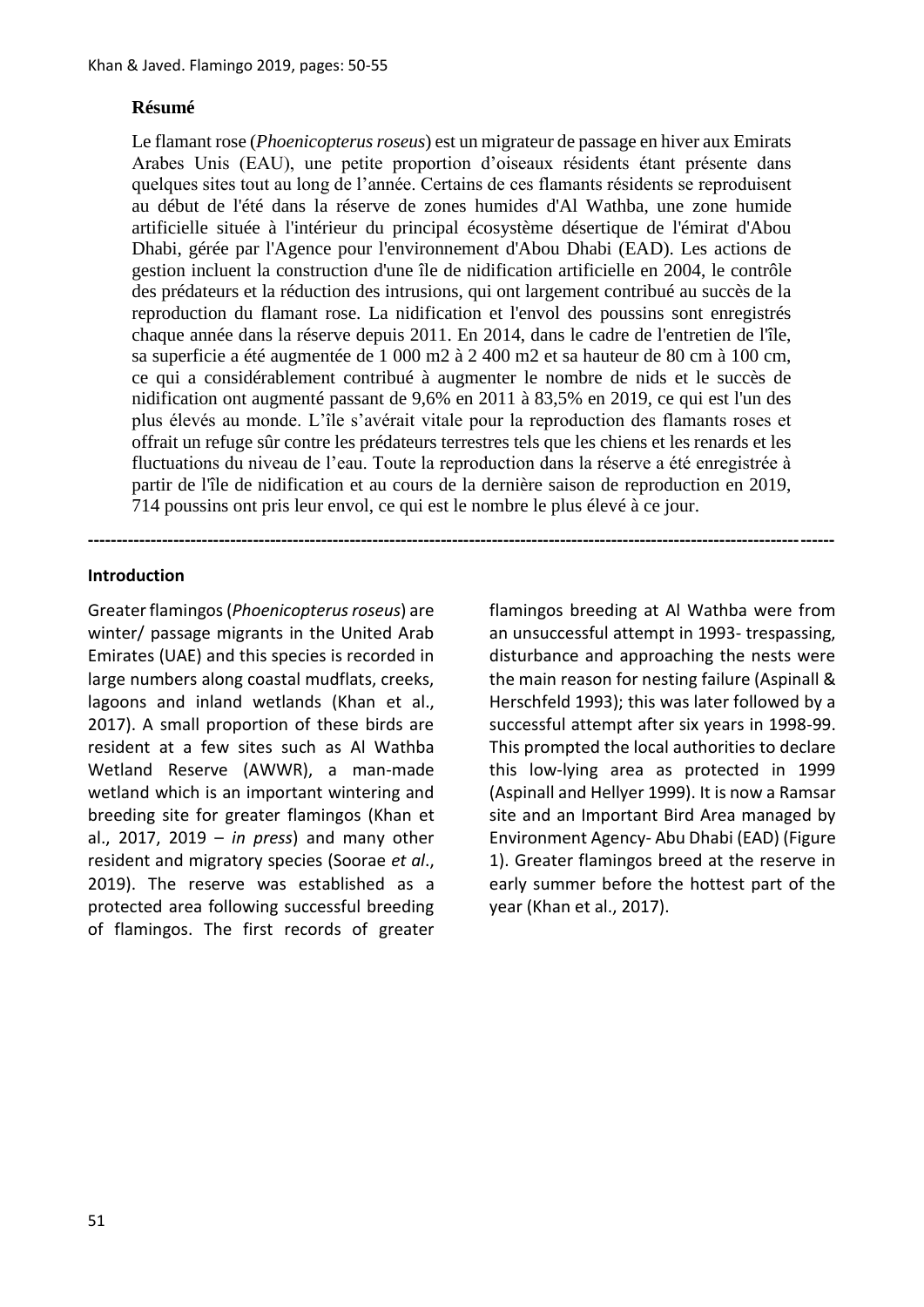### Résumé

Le flamant rose (*Phoenicopterus roseus*) est un migrateur de passage en hiver aux Emirats Arabes Unis (EAU), une petite proportion d'oiseaux résidents étant présente dans quelques sites tout au long de l'année. Certains de ces flamants résidents se reproduisent au début de l'été dans la réserve de zones humides d'Al Wathba, une zone humide artificielle située à l'intérieur du principal écosystème désertique de l'émirat d'Abou Dhabi, gérée par l'Agence pour l'environnement d'Abou Dhabi (EAD). Les actions de gestion incluent la construction d'une île de nidification artificielle en 2004, le contrôle des prédateurs et la réduction des intrusions, qui ont largement contribué au succès de la reproduction du flamant rose. La nidification et l'envol des poussins sont enregistrés chaque année dans la réserve depuis 2011. En 2014, dans le cadre de l'entretien de l'île, sa superficie a été augmentée de 1 000 m2 à 2 400 m2 et sa hauteur de 80 cm à 100 cm, ce qui a considérablement contribué à augmenter le nombre de nids et le succès de nidification ont augmenté passant de 9,6% en 2011 à 83,5% en 2019, ce qui est l'un des plus élevés au monde. L'île s'avérait vitale pour la reproduction des flamants roses et offrait un refuge sûr contre les prédateurs terrestres tels que les chiens et les renards et les fluctuations du niveau de l'eau. Toute la reproduction dans la réserve a été enregistrée à partir de l'île de nidification et au cours de la dernière saison de reproduction en 2019, 714 poussins ont pris leur envol, ce qui est le nombre le plus élevé à ce jour.

---

### Introduction

Greater flamingos (*Phoenicopterus roseus*) are winter/ passage migrants in the United Arab Emirates (UAE) and this species is recorded in large numbers along coastal mudflats, creeks, lagoons and inland wetlands (Khan et al., 2017). A small proportion of these birds are resident at a few sites such as Al Wathba Wetland Reserve (AWWR), a man-made wetland which is an important wintering and breeding site for greater flamingos (Khan et al., 2017, 2019 – *in press*) and many other resident and migratory species (Soorae *et al*., 2019). The reserve was established as a protected area following successful breeding of flamingos. The first records of greater flamingos breeding at Al Wathba were from an unsuccessful attempt in 1993- trespassing, disturbance and approaching the nests were the main reason for nesting failure (Aspinall & Herschfeld 1993); this was later followed by a successful attempt after six years in 1998-99. This prompted the local authorities to declare this low-lying area as protected in 1999 (Aspinall and Hellyer 1999). It is now a Ramsar site and an Important Bird Area managed by Environment Agency- Abu Dhabi (EAD) (Figure 1). Greater flamingos breed at the reserve in early summer before the hottest part of the year (Khan et al., 2017).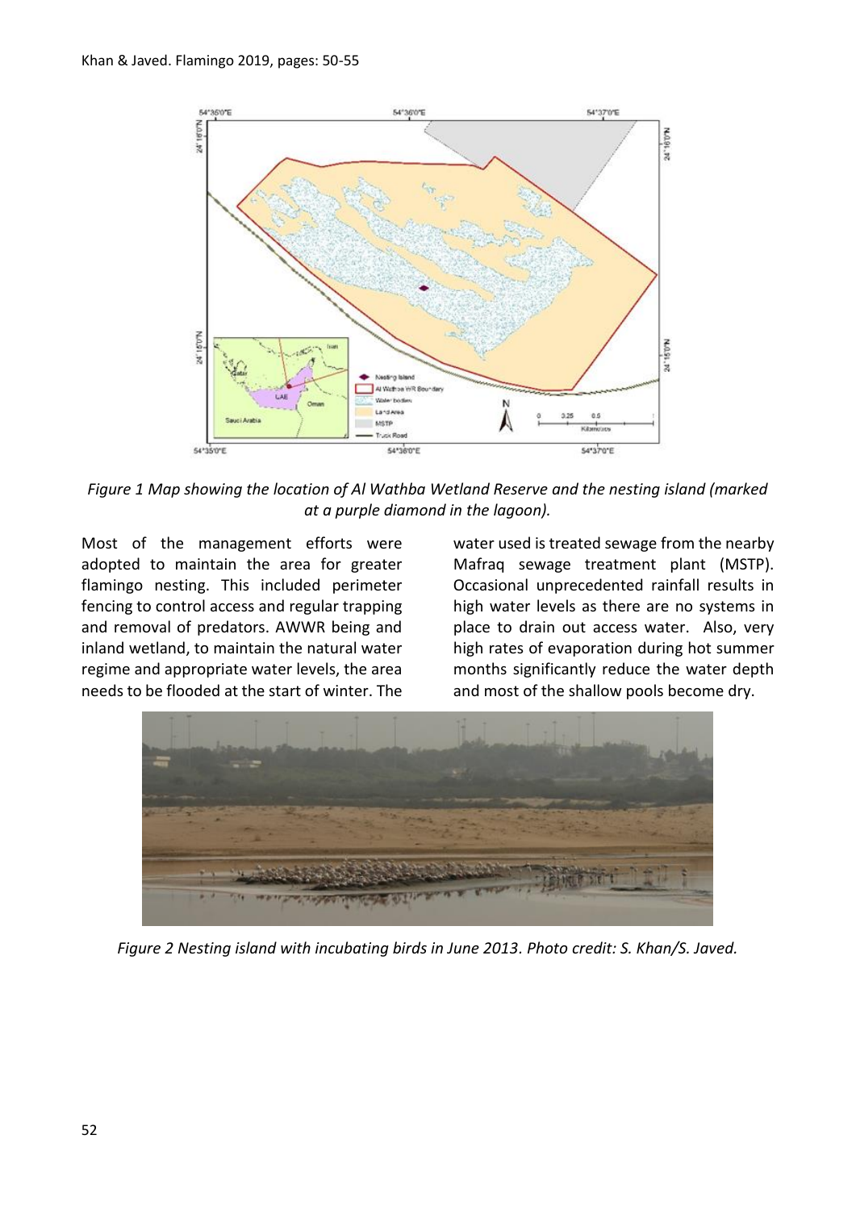*Figure 1 Map showing the location of Al Wathba Wetland Reserve and the nesting island (marked at a purple diamond in the lagoon).*

Most of the management efforts were adopted to maintain the area for greater flamingo nesting. This included perimeter fencing to control access and regular trapping and removal of predators. AWWR being and inland wetland, to maintain the natural water regime and appropriate water levels, the area needs to be flooded at the start of winter. The water used is treated sewage from the nearby Mafraq sewage treatment plant (MSTP). Occasional unprecedented rainfall results in high water levels as there are no systems in place to drain out access water. Also, very high rates of evaporation during hot summer months significantly reduce the water depth and most of the shallow pools become dry.

*Figure 2 Nesting island with incubating birds in June 2013. Photo credit: S. Khan/S. Javed.*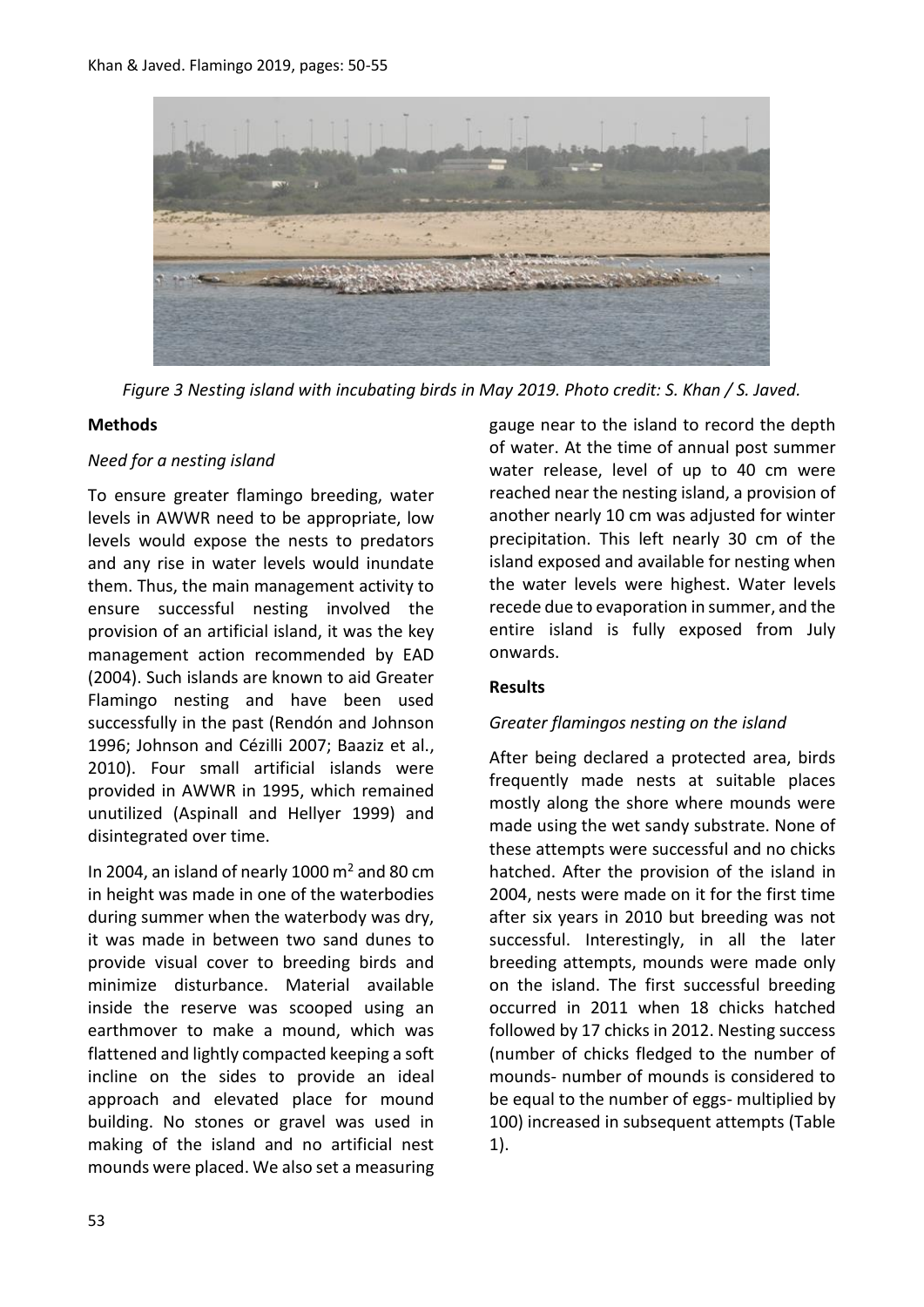*Figure 3 Nesting island with incubating birds in May 2019. Photo credit: S. Khan / S. Javed.*

## Methods

### *Need for a nesting island*

To ensure greater flamingo breeding, water levels in AWWR need to be appropriate, low levels would expose the nests to predators and any rise in water levels would inundate them. Thus, the main management activity to ensure successful nesting involved the provision of an artificial island, it was the key management action recommended by EAD (2004). Such islands are known to aid Greater Flamingo nesting and have been used successfully in the past (Rendón and Johnson 1996; Johnson and Cézilli 2007; Baaziz et al., 2010). Four small artificial islands were provided in AWWR in 1995, which remained unutilized (Aspinall and Hellyer 1999) and disintegrated over time.

In 2004, an island of nearly 1000 $m^2$ and 80 cm in height was made in one of the waterbodies during summer when the waterbody was dry, it was made in between two sand dunes to provide visual cover to breeding birds and minimize disturbance. Material available inside the reserve was scooped using an earthmover to make a mound, which was flattened and lightly compacted keeping a soft incline on the sides to provide an ideal approach and elevated place for mound building. No stones or gravel was used in making of the island and no artificial nest mounds were placed. We also set a measuring gauge near to the island to record the depth of water. At the time of annual post summer water release, level of up to 40 cm were reached near the nesting island, a provision of another nearly 10 cm was adjusted for winter precipitation. This left nearly 30 cm of the island exposed and available for nesting when the water levels were highest. Water levels recede due to evaporation in summer, and the entire island is fully exposed from July onwards.

## Results

### *Greater flamingos nesting on the island*

After being declared a protected area, birds frequently made nests at suitable places mostly along the shore where mounds were made using the wet sandy substrate. None of these attempts were successful and no chicks hatched. After the provision of the island in 2004, nests were made on it for the first time after six years in 2010 but breeding was not successful. Interestingly, in all the later breeding attempts, mounds were made only on the island. The first successful breeding occurred in 2011 when 18 chicks hatched followed by 17 chicks in 2012. Nesting success (number of chicks fledged to the number of mounds- number of mounds is considered to be equal to the number of eggs- multiplied by 100) increased in subsequent attempts (Table 1).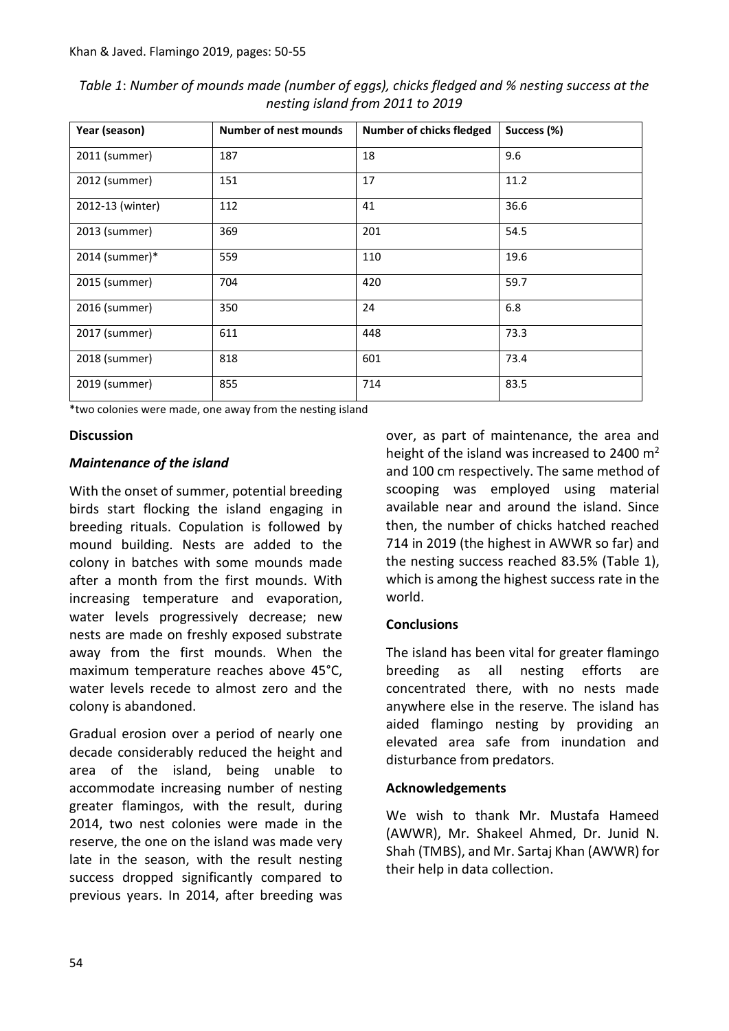*Table 1*: *Number of mounds made (number of eggs), chicks fledged and % nesting success at the nesting island from 2011 to 2019*

| Year (season) | Number of nest mounds | Number of chicks fledged | Success (%) |
|---|---|---|---|
| 2011 (summer) | 187 | 18 | 9.6 |
| 2012 (summer) | 151 | 17 | 11.2 |
| 2012-13 (winter) | 112 | 41 | 36.6 |
| 2013 (summer) | 369 | 201 | 54.5 |
| 2014 (summer)* | 559 | 110 | 19.6 |
| 2015 (summer) | 704 | 420 | 59.7 |
| 2016 (summer) | 350 | 24 | 6.8 |
| 2017 (summer) | 611 | 448 | 73.3 |
| 2018 (summer) | 818 | 601 | 73.4 |
| 2019 (summer) | 855 | 714 | 83.5 |

*two colonies were made, one away from the nesting island

## Discussion

### *Maintenance of the island*

With the onset of summer, potential breeding birds start flocking the island engaging in breeding rituals. Copulation is followed by mound building. Nests are added to the colony in batches with some mounds made after a month from the first mounds. With increasing temperature and evaporation, water levels progressively decrease; new nests are made on freshly exposed substrate away from the first mounds. When the maximum temperature reaches above 45°C, water levels recede to almost zero and the colony is abandoned.

Gradual erosion over a period of nearly one decade considerably reduced the height and area of the island, being unable to accommodate increasing number of nesting greater flamingos, with the result, during 2014, two nest colonies were made in the reserve, the one on the island was made very late in the season, with the result nesting success dropped significantly compared to previous years. In 2014, after breeding was over, as part of maintenance, the area and height of the island was increased to 2400 $m^2$ and 100 cm respectively. The same method of scooping was employed using material available near and around the island. Since then, the number of chicks hatched reached 714 in 2019 (the highest in AWWR so far) and the nesting success reached 83.5% (Table 1), which is among the highest success rate in the world.

## Conclusions

The island has been vital for greater flamingo breeding as all nesting efforts are concentrated there, with no nests made anywhere else in the reserve. The island has aided flamingo nesting by providing an elevated area safe from inundation and disturbance from predators.

## Acknowledgements

We wish to thank Mr. Mustafa Hameed (AWWR), Mr. Shakeel Ahmed, Dr. Junid N. Shah (TMBS), and Mr. Sartaj Khan (AWWR) for their help in data collection.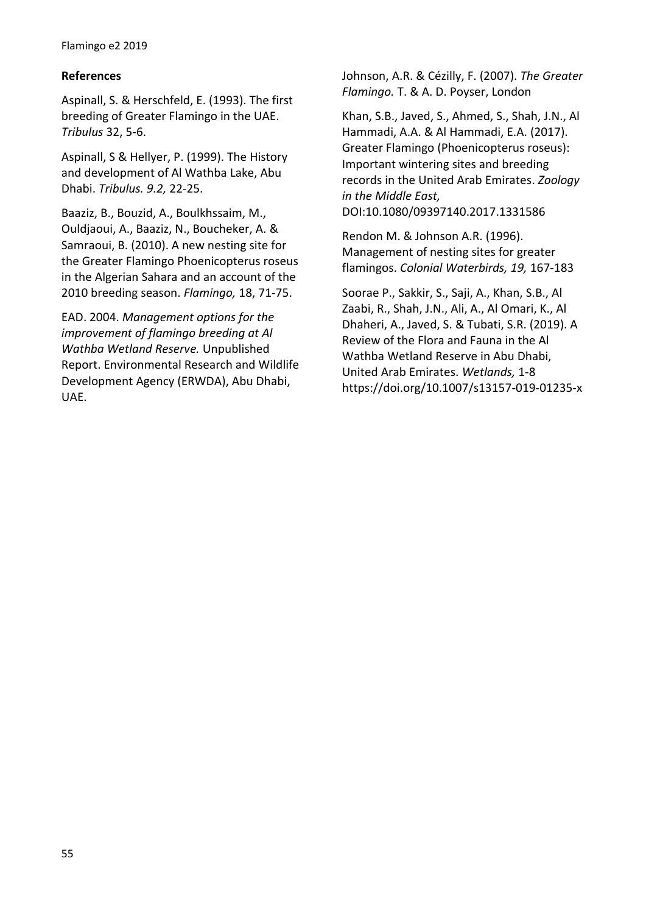## References

Aspinall, S. & Herschfeld, E. (1993). The first breeding of Greater Flamingo in the UAE. *Tribulus* 32, 5-6.

Aspinall, S & Hellyer, P. (1999). The History and development of Al Wathba Lake, Abu Dhabi. *Tribulus. 9.2,* 22-25.

Baaziz, B., Bouzid, A., Boulkhssaim, M., Ouldjaoui, A., Baaziz, N., Boucheker, A. & Samraoui, B. (2010). A new nesting site for the Greater Flamingo Phoenicopterus roseus in the Algerian Sahara and an account of the 2010 breeding season. *Flamingo,* 18, 71-75.

EAD. 2004. *Management options for the improvement of flamingo breeding at Al Wathba Wetland Reserve.* Unpublished Report. Environmental Research and Wildlife Development Agency (ERWDA), Abu Dhabi, UAE.

Johnson, A.R. & Cézilly, F. (2007). *The Greater Flamingo.* T. & A. D. Poyser, London

Khan, S.B., Javed, S., Ahmed, S., Shah, J.N., Al Hammadi, A.A. & Al Hammadi, E.A. (2017). Greater Flamingo (Phoenicopterus roseus): Important wintering sites and breeding records in the United Arab Emirates. *Zoology in the Middle East,* DOI:10.1080/09397140.2017.1331586

Rendon M. & Johnson A.R. (1996). Management of nesting sites for greater flamingos. *Colonial Waterbirds, 19,* 167-183

Soorae P., Sakkir, S., Saji, A., Khan, S.B., Al Zaabi, R., Shah, J.N., Ali, A., Al Omari, K., Al Dhaheri, A., Javed, S. & Tubati, S.R. (2019). A Review of the Flora and Fauna in the Al Wathba Wetland Reserve in Abu Dhabi, United Arab Emirates. *Wetlands,* 1-8 https://doi.org/10.1007/s13157-019-01235-x